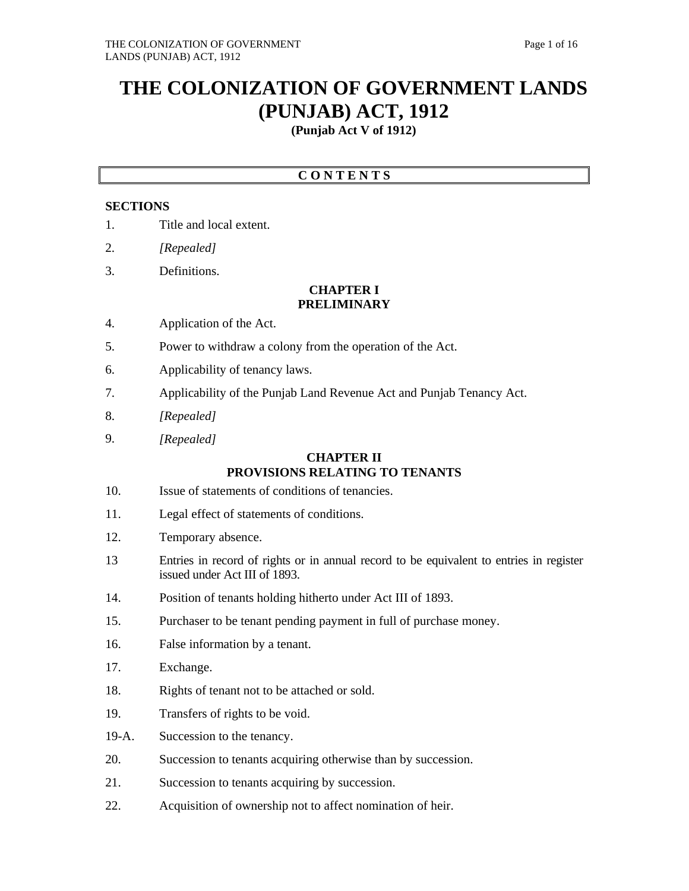# THE COLONIZATION OF GOVERNMENT LANDS (PUNJAB) ACT, 1912

**(Punjab Act V of 1912)**

**C O N T E N T S**

**SECTIONS**

1. Title and local extent.
2. *[Repealed]*
3. Definitions.

**CHAPTER I**
**PRELIMINARY**

4. Application of the Act.
5. Power to withdraw a colony from the operation of the Act.
6. Applicability of tenancy laws.
7. Applicability of the Punjab Land Revenue Act and Punjab Tenancy Act.
8. *[Repealed]*
9. *[Repealed]*

**CHAPTER II**
**PROVISIONS RELATING TO TENANTS**

10. Issue of statements of conditions of tenancies.
11. Legal effect of statements of conditions.
12. Temporary absence.
13 Entries in record of rights or in annual record to be equivalent to entries in register issued under Act III of 1893.
14. Position of tenants holding hitherto under Act III of 1893.
15. Purchaser to be tenant pending payment in full of purchase money.
16. False information by a tenant.
17. Exchange.
18. Rights of tenant not to be attached or sold.
19. Transfers of rights to be void.

19-A. Succession to the tenancy.

20. Succession to tenants acquiring otherwise than by succession.
21. Succession to tenants acquiring by succession.
22. Acquisition of ownership not to affect nomination of heir.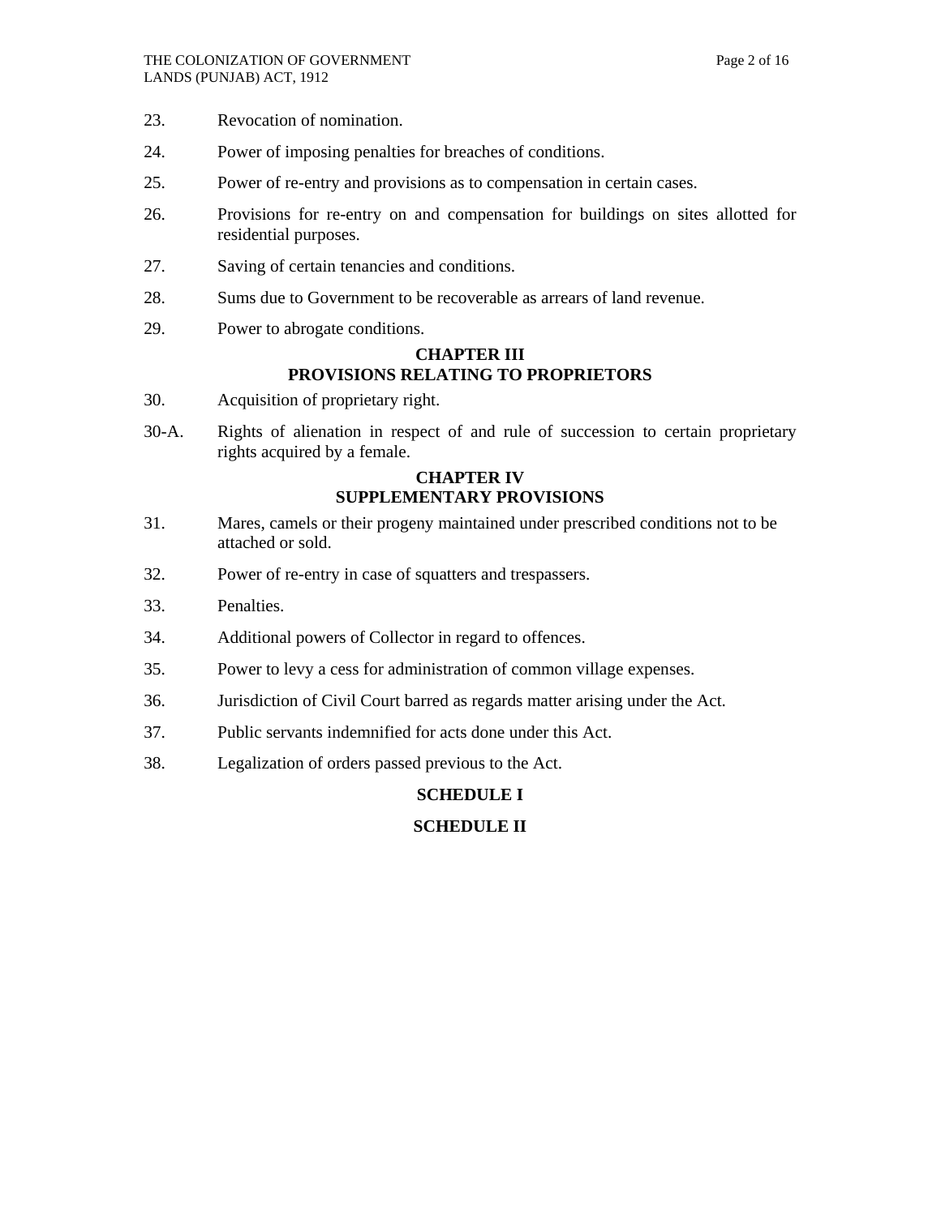23. Revocation of nomination.

24. Power of imposing penalties for breaches of conditions.

25. Power of re-entry and provisions as to compensation in certain cases.

26. Provisions for re-entry on and compensation for buildings on sites allotted for residential purposes.

27. Saving of certain tenancies and conditions.

28. Sums due to Government to be recoverable as arrears of land revenue.

29. Power to abrogate conditions.

## CHAPTER III
## PROVISIONS RELATING TO PROPRIETORS

30. Acquisition of proprietary right.

30-A. Rights of alienation in respect of and rule of succession to certain proprietary rights acquired by a female.

## CHAPTER IV
## SUPPLEMENTARY PROVISIONS

31. Mares, camels or their progeny maintained under prescribed conditions not to be attached or sold.

32. Power of re-entry in case of squatters and trespassers.

33. Penalties.

34. Additional powers of Collector in regard to offences.

35. Power to levy a cess for administration of common village expenses.

36. Jurisdiction of Civil Court barred as regards matter arising under the Act.

37. Public servants indemnified for acts done under this Act.

38. Legalization of orders passed previous to the Act.

**SCHEDULE I**

**SCHEDULE II**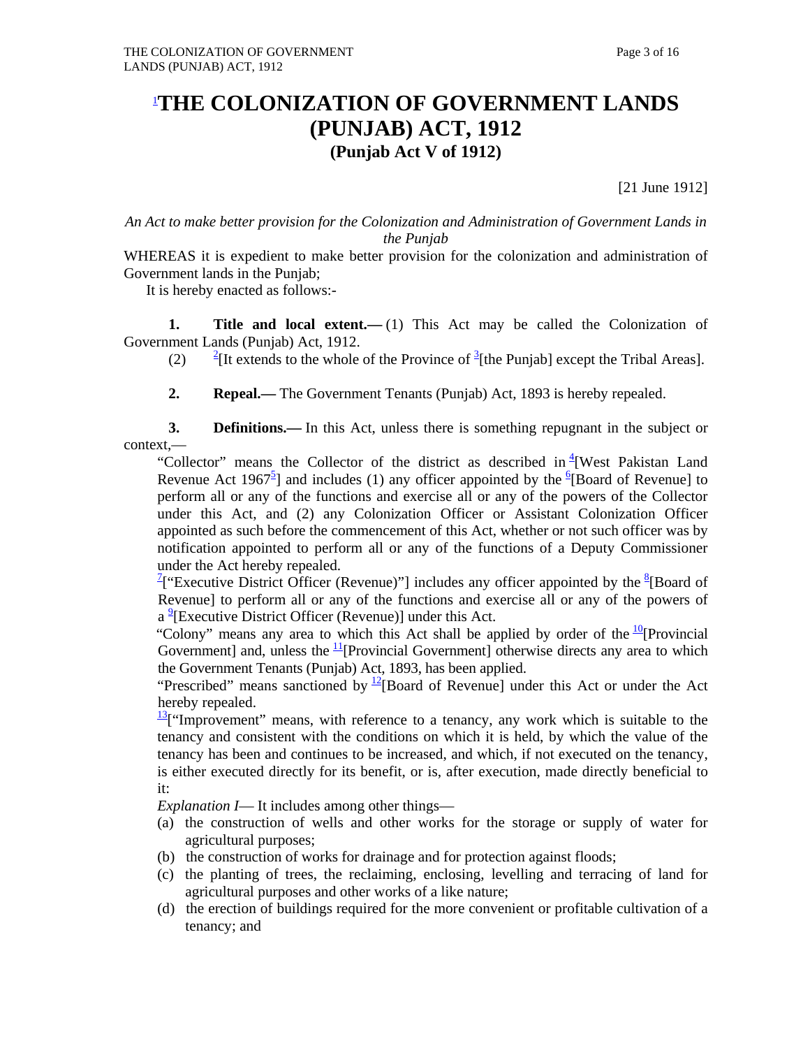# [1]THE COLONIZATION OF GOVERNMENT LANDS (PUNJAB) ACT, 1912

## (Punjab Act V of 1912)

[21 June 1912]

*An Act to make better provision for the Colonization and Administration of Government Lands in the Punjab*

WHEREAS it is expedient to make better provision for the colonization and administration of Government lands in the Punjab;

It is hereby enacted as follows:-

**1. Title and local extent.—** (1) This Act may be called the Colonization of Government Lands (Punjab) Act, 1912.

(2) [2][It extends to the whole of the Province of [3][the Punjab] except the Tribal Areas].

**2. Repeal.—** The Government Tenants (Punjab) Act, 1893 is hereby repealed.

**3. Definitions.—** In this Act, unless there is something repugnant in the subject or context,—

"Collector" means the Collector of the district as described in [4][West Pakistan Land Revenue Act 1967[5]] and includes (1) any officer appointed by the [6][Board of Revenue] to perform all or any of the functions and exercise all or any of the powers of the Collector under this Act, and (2) any Colonization Officer or Assistant Colonization Officer appointed as such before the commencement of this Act, whether or not such officer was by notification appointed to perform all or any of the functions of a Deputy Commissioner under the Act hereby repealed.

[7]["Executive District Officer (Revenue)"] includes any officer appointed by the [8][Board of Revenue] to perform all or any of the functions and exercise all or any of the powers of a [9][Executive District Officer (Revenue)] under this Act.

"Colony" means any area to which this Act shall be applied by order of the [10][Provincial Government] and, unless the [11][Provincial Government] otherwise directs any area to which the Government Tenants (Punjab) Act, 1893, has been applied.

"Prescribed" means sanctioned by [12][Board of Revenue] under this Act or under the Act hereby repealed.

[13]["Improvement" means, with reference to a tenancy, any work which is suitable to the tenancy and consistent with the conditions on which it is held, by which the value of the tenancy has been and continues to be increased, and which, if not executed on the tenancy, is either executed directly for its benefit, or is, after execution, made directly beneficial to it:

*Explanation I*— It includes among other things—

(a) the construction of wells and other works for the storage or supply of water for agricultural purposes;

(b) the construction of works for drainage and for protection against floods;

(c) the planting of trees, the reclaiming, enclosing, levelling and terracing of land for agricultural purposes and other works of a like nature;

(d) the erection of buildings required for the more convenient or profitable cultivation of a tenancy; and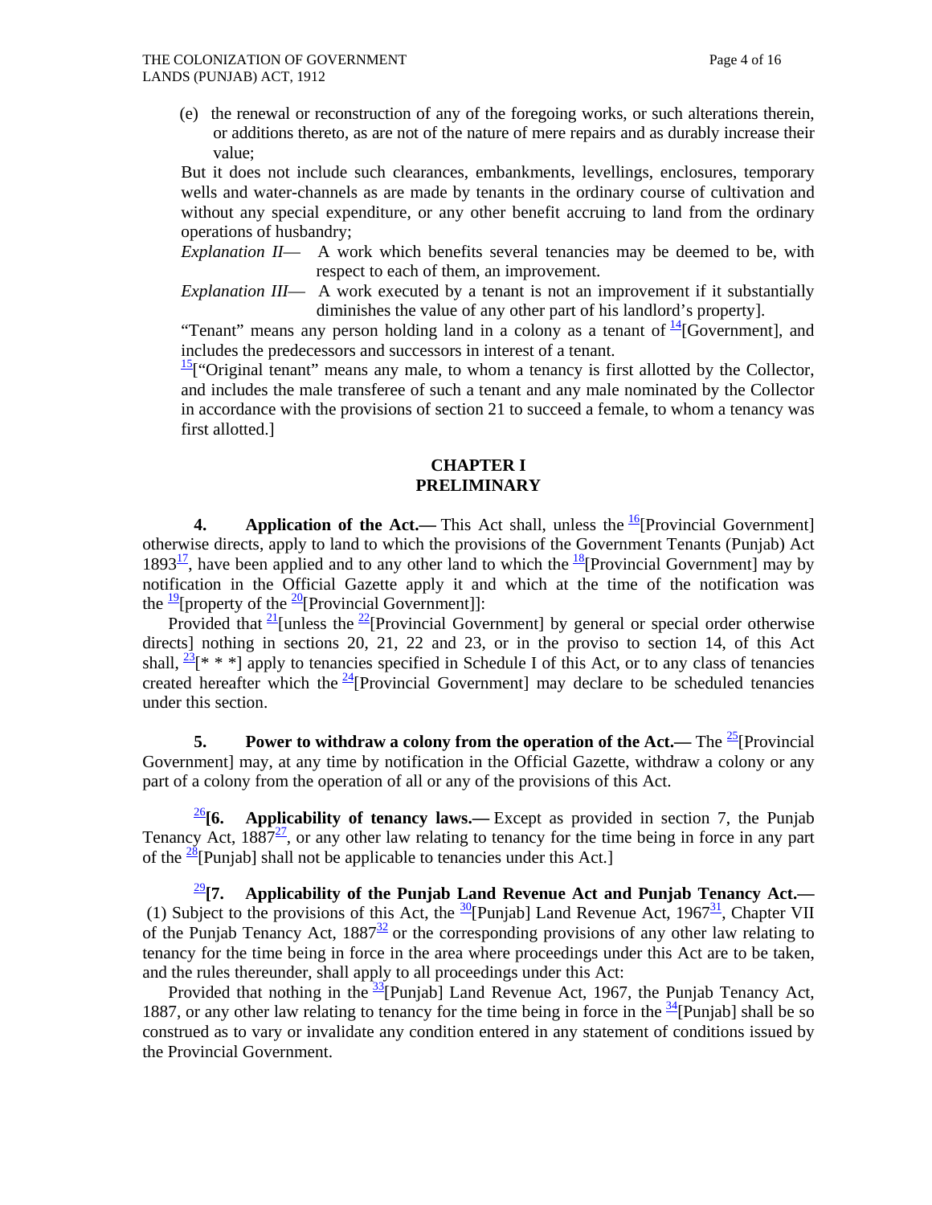(e) the renewal or reconstruction of any of the foregoing works, or such alterations therein, or additions thereto, as are not of the nature of mere repairs and as durably increase their value;

But it does not include such clearances, embankments, levellings, enclosures, temporary wells and water-channels as are made by tenants in the ordinary course of cultivation and without any special expenditure, or any other benefit accruing to land from the ordinary operations of husbandry;

*Explanation II*— A work which benefits several tenancies may be deemed to be, with respect to each of them, an improvement.

*Explanation III*— A work executed by a tenant is not an improvement if it substantially diminishes the value of any other part of his landlord's property].

"Tenant" means any person holding land in a colony as a tenant of [14][Government], and includes the predecessors and successors in interest of a tenant.

[15]["Original tenant" means any male, to whom a tenancy is first allotted by the Collector, and includes the male transferee of such a tenant and any male nominated by the Collector in accordance with the provisions of section 21 to succeed a female, to whom a tenancy was first allotted.]

## CHAPTER I
## PRELIMINARY

**4. Application of the Act.—** This Act shall, unless the [16][Provincial Government] otherwise directs, apply to land to which the provisions of the Government Tenants (Punjab) Act 1893[17], have been applied and to any other land to which the [18][Provincial Government] may by notification in the Official Gazette apply it and which at the time of the notification was the [19][property of the [20][Provincial Government]]:

Provided that [21][unless the [22][Provincial Government] by general or special order otherwise directs] nothing in sections 20, 21, 22 and 23, or in the proviso to section 14, of this Act shall, [23][* * *] apply to tenancies specified in Schedule I of this Act, or to any class of tenancies created hereafter which the [24][Provincial Government] may declare to be scheduled tenancies under this section.

**5. Power to withdraw a colony from the operation of the Act.—** The [25][Provincial Government] may, at any time by notification in the Official Gazette, withdraw a colony or any part of a colony from the operation of all or any of the provisions of this Act.

[26]**[6. Applicability of tenancy laws.—** Except as provided in section 7, the Punjab Tenancy Act, 1887[27], or any other law relating to tenancy for the time being in force in any part of the [28][Punjab] shall not be applicable to tenancies under this Act.]

[29]**[7. Applicability of the Punjab Land Revenue Act and Punjab Tenancy Act.—** (1) Subject to the provisions of this Act, the [30][Punjab] Land Revenue Act, 1967[31], Chapter VII of the Punjab Tenancy Act, 1887[32] or the corresponding provisions of any other law relating to tenancy for the time being in force in the area where proceedings under this Act are to be taken, and the rules thereunder, shall apply to all proceedings under this Act:

Provided that nothing in the [33][Punjab] Land Revenue Act, 1967, the Punjab Tenancy Act, 1887, or any other law relating to tenancy for the time being in force in the [34][Punjab] shall be so construed as to vary or invalidate any condition entered in any statement of conditions issued by the Provincial Government.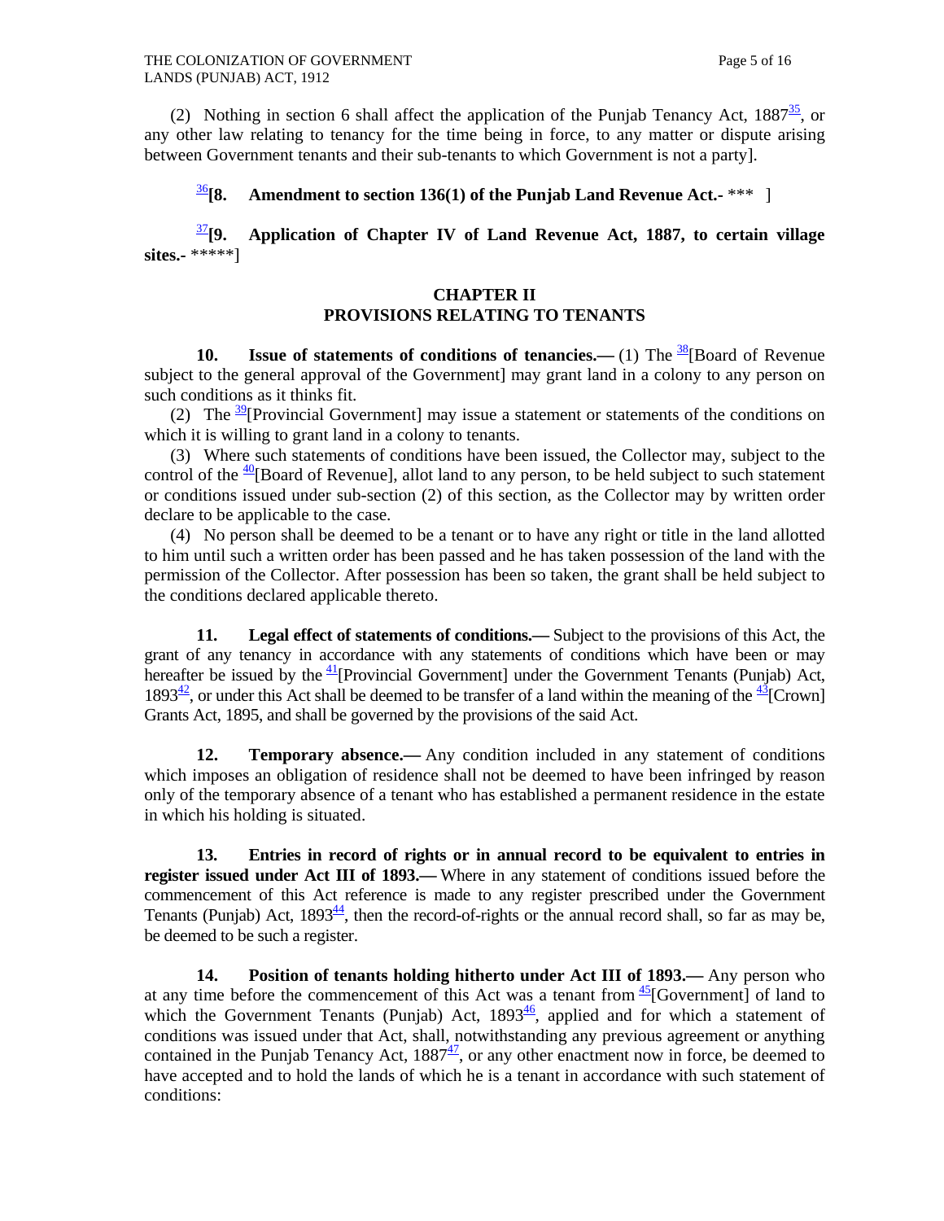(2) Nothing in section 6 shall affect the application of the Punjab Tenancy Act, 1887[35], or any other law relating to tenancy for the time being in force, to any matter or dispute arising between Government tenants and their sub-tenants to which Government is not a party].

[36]**[8. Amendment to section 136(1) of the Punjab Land Revenue Act.-** *** ]

[37]**[9. Application of Chapter IV of Land Revenue Act, 1887, to certain village sites.-** *****]

## CHAPTER II
## PROVISIONS RELATING TO TENANTS

**10. Issue of statements of conditions of tenancies.—** (1) The [38][Board of Revenue subject to the general approval of the Government] may grant land in a colony to any person on such conditions as it thinks fit.

(2) The [39][Provincial Government] may issue a statement or statements of the conditions on which it is willing to grant land in a colony to tenants.

(3) Where such statements of conditions have been issued, the Collector may, subject to the control of the [40][Board of Revenue], allot land to any person, to be held subject to such statement or conditions issued under sub-section (2) of this section, as the Collector may by written order declare to be applicable to the case.

(4) No person shall be deemed to be a tenant or to have any right or title in the land allotted to him until such a written order has been passed and he has taken possession of the land with the permission of the Collector. After possession has been so taken, the grant shall be held subject to the conditions declared applicable thereto.

**11. Legal effect of statements of conditions.—** Subject to the provisions of this Act, the grant of any tenancy in accordance with any statements of conditions which have been or may hereafter be issued by the [41][Provincial Government] under the Government Tenants (Punjab) Act, 1893[42], or under this Act shall be deemed to be transfer of a land within the meaning of the [43][Crown] Grants Act, 1895, and shall be governed by the provisions of the said Act.

**12. Temporary absence.—** Any condition included in any statement of conditions which imposes an obligation of residence shall not be deemed to have been infringed by reason only of the temporary absence of a tenant who has established a permanent residence in the estate in which his holding is situated.

**13. Entries in record of rights or in annual record to be equivalent to entries in register issued under Act III of 1893.—** Where in any statement of conditions issued before the commencement of this Act reference is made to any register prescribed under the Government Tenants (Punjab) Act, 1893[44], then the record-of-rights or the annual record shall, so far as may be, be deemed to be such a register.

**14. Position of tenants holding hitherto under Act III of 1893.—** Any person who at any time before the commencement of this Act was a tenant from [45][Government] of land to which the Government Tenants (Punjab) Act, 1893[46], applied and for which a statement of conditions was issued under that Act, shall, notwithstanding any previous agreement or anything contained in the Punjab Tenancy Act, 1887[47], or any other enactment now in force, be deemed to have accepted and to hold the lands of which he is a tenant in accordance with such statement of conditions: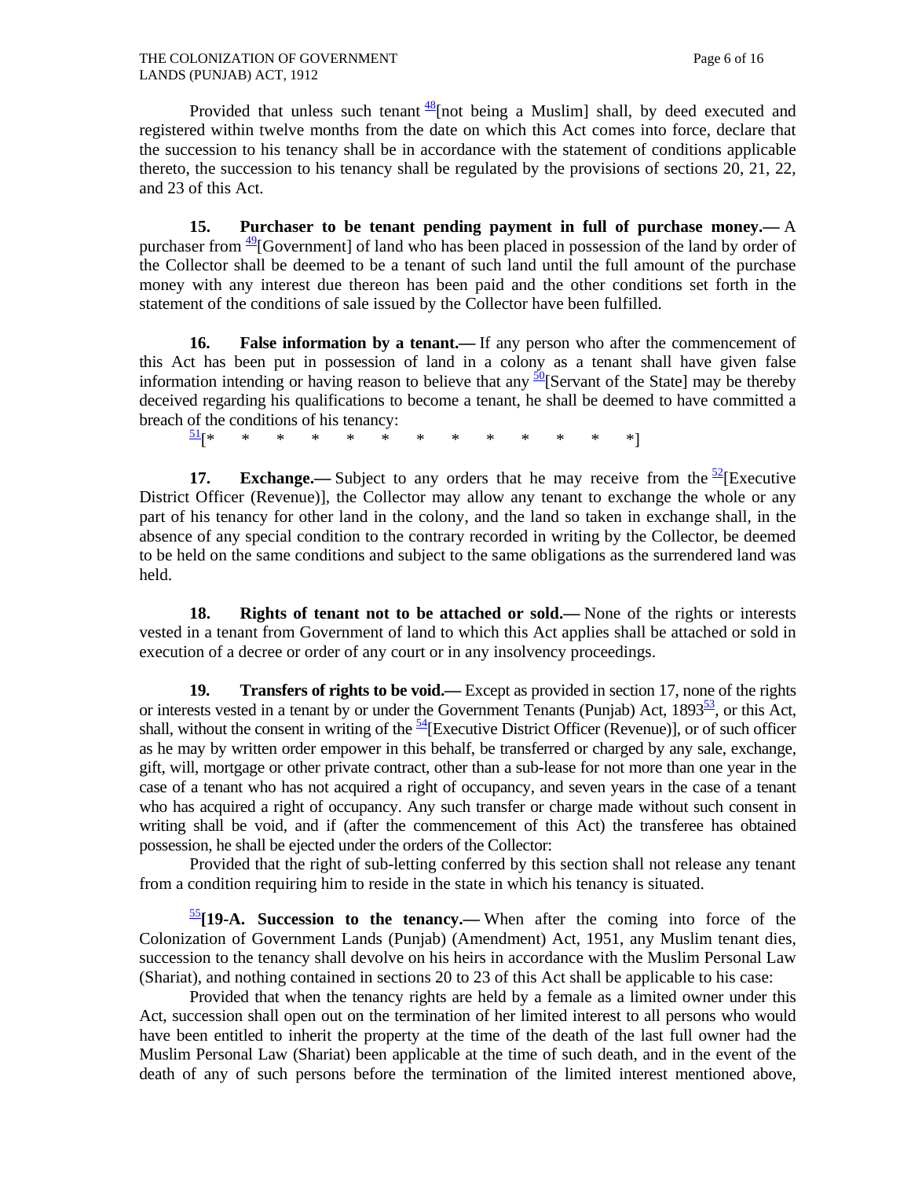Provided that unless such tenant [48][not being a Muslim] shall, by deed executed and registered within twelve months from the date on which this Act comes into force, declare that the succession to his tenancy shall be in accordance with the statement of conditions applicable thereto, the succession to his tenancy shall be regulated by the provisions of sections 20, 21, 22, and 23 of this Act.

**15. Purchaser to be tenant pending payment in full of purchase money.—** A purchaser from [49][Government] of land who has been placed in possession of the land by order of the Collector shall be deemed to be a tenant of such land until the full amount of the purchase money with any interest due thereon has been paid and the other conditions set forth in the statement of the conditions of sale issued by the Collector have been fulfilled.

**16. False information by a tenant.—** If any person who after the commencement of this Act has been put in possession of land in a colony as a tenant shall have given false information intending or having reason to believe that any [50][Servant of the State] may be thereby deceived regarding his qualifications to become a tenant, he shall be deemed to have committed a breach of the conditions of his tenancy:

[51][* * * * * * * * * * * * *]

**17. Exchange.—** Subject to any orders that he may receive from the [52][Executive District Officer (Revenue)], the Collector may allow any tenant to exchange the whole or any part of his tenancy for other land in the colony, and the land so taken in exchange shall, in the absence of any special condition to the contrary recorded in writing by the Collector, be deemed to be held on the same conditions and subject to the same obligations as the surrendered land was held.

**18. Rights of tenant not to be attached or sold.—** None of the rights or interests vested in a tenant from Government of land to which this Act applies shall be attached or sold in execution of a decree or order of any court or in any insolvency proceedings.

**19. Transfers of rights to be void.—** Except as provided in section 17, none of the rights or interests vested in a tenant by or under the Government Tenants (Punjab) Act, 1893[53], or this Act, shall, without the consent in writing of the [54][Executive District Officer (Revenue)], or of such officer as he may by written order empower in this behalf, be transferred or charged by any sale, exchange, gift, will, mortgage or other private contract, other than a sub-lease for not more than one year in the case of a tenant who has not acquired a right of occupancy, and seven years in the case of a tenant who has acquired a right of occupancy. Any such transfer or charge made without such consent in writing shall be void, and if (after the commencement of this Act) the transferee has obtained possession, he shall be ejected under the orders of the Collector:

Provided that the right of sub-letting conferred by this section shall not release any tenant from a condition requiring him to reside in the state in which his tenancy is situated.

[55]**[19-A. Succession to the tenancy.—** When after the coming into force of the Colonization of Government Lands (Punjab) (Amendment) Act, 1951, any Muslim tenant dies, succession to the tenancy shall devolve on his heirs in accordance with the Muslim Personal Law (Shariat), and nothing contained in sections 20 to 23 of this Act shall be applicable to his case:

Provided that when the tenancy rights are held by a female as a limited owner under this Act, succession shall open out on the termination of her limited interest to all persons who would have been entitled to inherit the property at the time of the death of the last full owner had the Muslim Personal Law (Shariat) been applicable at the time of such death, and in the event of the death of any of such persons before the termination of the limited interest mentioned above,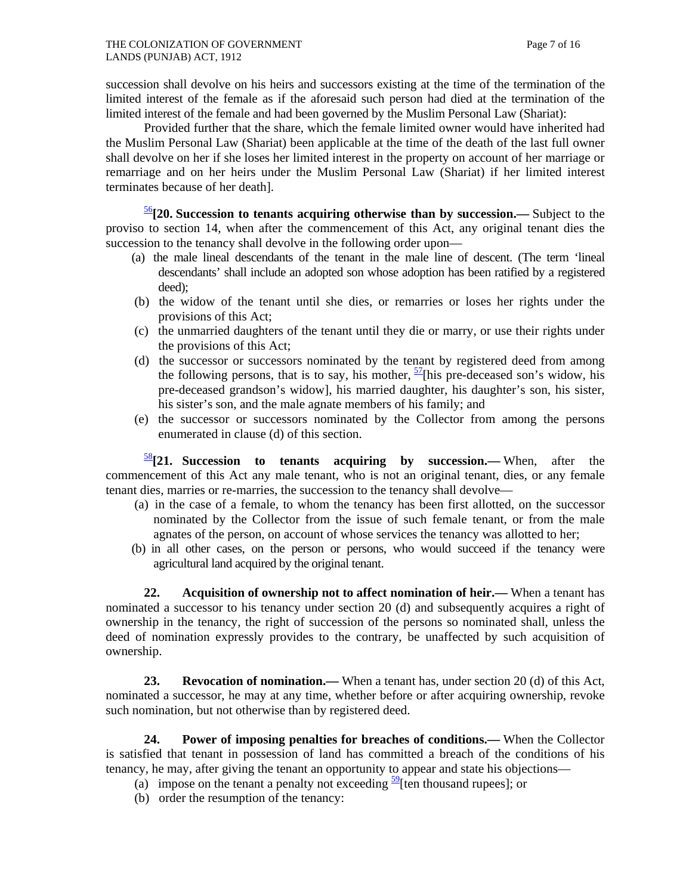succession shall devolve on his heirs and successors existing at the time of the termination of the limited interest of the female as if the aforesaid such person had died at the termination of the limited interest of the female and had been governed by the Muslim Personal Law (Shariat):

Provided further that the share, which the female limited owner would have inherited had the Muslim Personal Law (Shariat) been applicable at the time of the death of the last full owner shall devolve on her if she loses her limited interest in the property on account of her marriage or remarriage and on her heirs under the Muslim Personal Law (Shariat) if her limited interest terminates because of her death].

[56]**[20. Succession to tenants acquiring otherwise than by succession.—** Subject to the proviso to section 14, when after the commencement of this Act, any original tenant dies the succession to the tenancy shall devolve in the following order upon—

(a) the male lineal descendants of the tenant in the male line of descent. (The term 'lineal descendants' shall include an adopted son whose adoption has been ratified by a registered deed);

(b) the widow of the tenant until she dies, or remarries or loses her rights under the provisions of this Act;

(c) the unmarried daughters of the tenant until they die or marry, or use their rights under the provisions of this Act;

(d) the successor or successors nominated by the tenant by registered deed from among the following persons, that is to say, his mother, [57][his pre-deceased son's widow, his pre-deceased grandson's widow], his married daughter, his daughter's son, his sister, his sister's son, and the male agnate members of his family; and

(e) the successor or successors nominated by the Collector from among the persons enumerated in clause (d) of this section.

[58]**[21. Succession to tenants acquiring by succession.—** When, after the commencement of this Act any male tenant, who is not an original tenant, dies, or any female tenant dies, marries or re-marries, the succession to the tenancy shall devolve—

(a) in the case of a female, to whom the tenancy has been first allotted, on the successor nominated by the Collector from the issue of such female tenant, or from the male agnates of the person, on account of whose services the tenancy was allotted to her;

(b) in all other cases, on the person or persons, who would succeed if the tenancy were agricultural land acquired by the original tenant.

**22. Acquisition of ownership not to affect nomination of heir.—** When a tenant has nominated a successor to his tenancy under section 20 (d) and subsequently acquires a right of ownership in the tenancy, the right of succession of the persons so nominated shall, unless the deed of nomination expressly provides to the contrary, be unaffected by such acquisition of ownership.

**23. Revocation of nomination.—** When a tenant has, under section 20 (d) of this Act, nominated a successor, he may at any time, whether before or after acquiring ownership, revoke such nomination, but not otherwise than by registered deed.

**24. Power of imposing penalties for breaches of conditions.—** When the Collector is satisfied that tenant in possession of land has committed a breach of the conditions of his tenancy, he may, after giving the tenant an opportunity to appear and state his objections—

(a) impose on the tenant a penalty not exceeding [59][ten thousand rupees]; or

(b) order the resumption of the tenancy: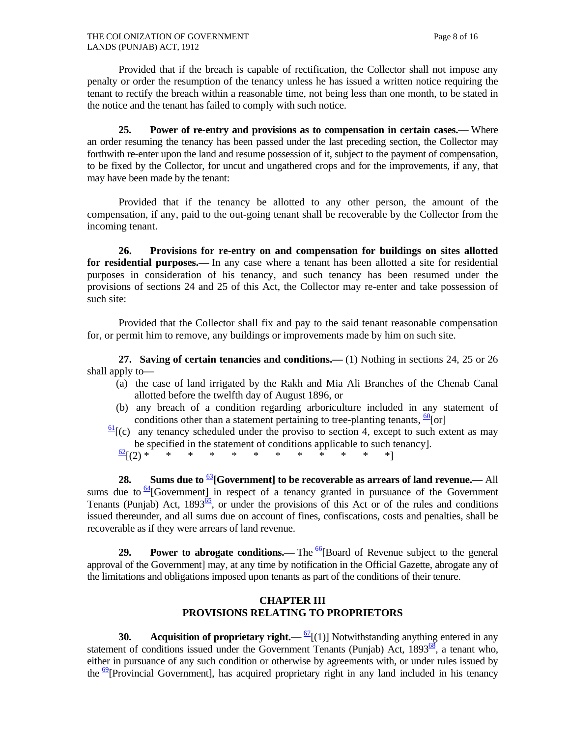Provided that if the breach is capable of rectification, the Collector shall not impose any penalty or order the resumption of the tenancy unless he has issued a written notice requiring the tenant to rectify the breach within a reasonable time, not being less than one month, to be stated in the notice and the tenant has failed to comply with such notice.

**25. Power of re-entry and provisions as to compensation in certain cases.—** Where an order resuming the tenancy has been passed under the last preceding section, the Collector may forthwith re-enter upon the land and resume possession of it, subject to the payment of compensation, to be fixed by the Collector, for uncut and ungathered crops and for the improvements, if any, that may have been made by the tenant:

Provided that if the tenancy be allotted to any other person, the amount of the compensation, if any, paid to the out-going tenant shall be recoverable by the Collector from the incoming tenant.

**26. Provisions for re-entry on and compensation for buildings on sites allotted for residential purposes.—** In any case where a tenant has been allotted a site for residential purposes in consideration of his tenancy, and such tenancy has been resumed under the provisions of sections 24 and 25 of this Act, the Collector may re-enter and take possession of such site:

Provided that the Collector shall fix and pay to the said tenant reasonable compensation for, or permit him to remove, any buildings or improvements made by him on such site.

**27. Saving of certain tenancies and conditions.—** (1) Nothing in sections 24, 25 or 26 shall apply to—

(a) the case of land irrigated by the Rakh and Mia Ali Branches of the Chenab Canal allotted before the twelfth day of August 1896, or

(b) any breach of a condition regarding arboriculture included in any statement of conditions other than a statement pertaining to tree-planting tenants, [60][or]

[61][(c) any tenancy scheduled under the proviso to section 4, except to such extent as may be specified in the statement of conditions applicable to such tenancy].

[62][(2) * * * * * * * * * * * *]

**28. Sums due to [63][Government] to be recoverable as arrears of land revenue.—** All sums due to [64][Government] in respect of a tenancy granted in pursuance of the Government Tenants (Punjab) Act, 1893[65], or under the provisions of this Act or of the rules and conditions issued thereunder, and all sums due on account of fines, confiscations, costs and penalties, shall be recoverable as if they were arrears of land revenue.

**29. Power to abrogate conditions.—** The [66][Board of Revenue subject to the general approval of the Government] may, at any time by notification in the Official Gazette, abrogate any of the limitations and obligations imposed upon tenants as part of the conditions of their tenure.

## CHAPTER III
## PROVISIONS RELATING TO PROPRIETORS

**30. Acquisition of proprietary right.—** [67][(1)] Notwithstanding anything entered in any statement of conditions issued under the Government Tenants (Punjab) Act, 1893[68], a tenant who, either in pursuance of any such condition or otherwise by agreements with, or under rules issued by the [69][Provincial Government], has acquired proprietary right in any land included in his tenancy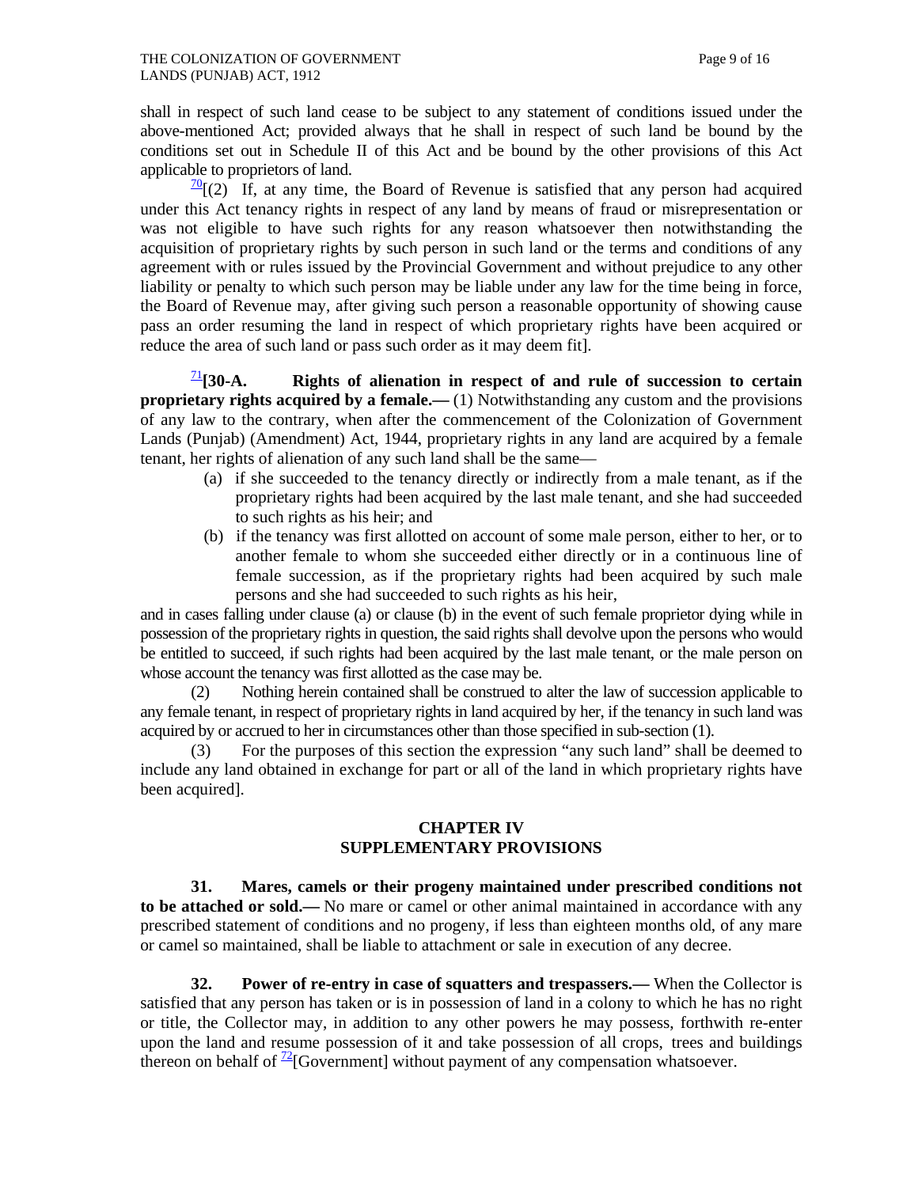shall in respect of such land cease to be subject to any statement of conditions issued under the above-mentioned Act; provided always that he shall in respect of such land be bound by the conditions set out in Schedule II of this Act and be bound by the other provisions of this Act applicable to proprietors of land.

[70][(2) If, at any time, the Board of Revenue is satisfied that any person had acquired under this Act tenancy rights in respect of any land by means of fraud or misrepresentation or was not eligible to have such rights for any reason whatsoever then notwithstanding the acquisition of proprietary rights by such person in such land or the terms and conditions of any agreement with or rules issued by the Provincial Government and without prejudice to any other liability or penalty to which such person may be liable under any law for the time being in force, the Board of Revenue may, after giving such person a reasonable opportunity of showing cause pass an order resuming the land in respect of which proprietary rights have been acquired or reduce the area of such land or pass such order as it may deem fit].

[71]**[30-A. Rights of alienation in respect of and rule of succession to certain proprietary rights acquired by a female.—** (1) Notwithstanding any custom and the provisions of any law to the contrary, when after the commencement of the Colonization of Government Lands (Punjab) (Amendment) Act, 1944, proprietary rights in any land are acquired by a female tenant, her rights of alienation of any such land shall be the same—

(a) if she succeeded to the tenancy directly or indirectly from a male tenant, as if the proprietary rights had been acquired by the last male tenant, and she had succeeded to such rights as his heir; and

(b) if the tenancy was first allotted on account of some male person, either to her, or to another female to whom she succeeded either directly or in a continuous line of female succession, as if the proprietary rights had been acquired by such male persons and she had succeeded to such rights as his heir,

and in cases falling under clause (a) or clause (b) in the event of such female proprietor dying while in possession of the proprietary rights in question, the said rights shall devolve upon the persons who would be entitled to succeed, if such rights had been acquired by the last male tenant, or the male person on whose account the tenancy was first allotted as the case may be.

(2) Nothing herein contained shall be construed to alter the law of succession applicable to any female tenant, in respect of proprietary rights in land acquired by her, if the tenancy in such land was acquired by or accrued to her in circumstances other than those specified in sub-section (1).

(3) For the purposes of this section the expression "any such land" shall be deemed to include any land obtained in exchange for part or all of the land in which proprietary rights have been acquired].

## CHAPTER IV
## SUPPLEMENTARY PROVISIONS

**31. Mares, camels or their progeny maintained under prescribed conditions not to be attached or sold.—** No mare or camel or other animal maintained in accordance with any prescribed statement of conditions and no progeny, if less than eighteen months old, of any mare or camel so maintained, shall be liable to attachment or sale in execution of any decree.

**32. Power of re-entry in case of squatters and trespassers.—** When the Collector is satisfied that any person has taken or is in possession of land in a colony to which he has no right or title, the Collector may, in addition to any other powers he may possess, forthwith re-enter upon the land and resume possession of it and take possession of all crops, trees and buildings thereon on behalf of [72][Government] without payment of any compensation whatsoever.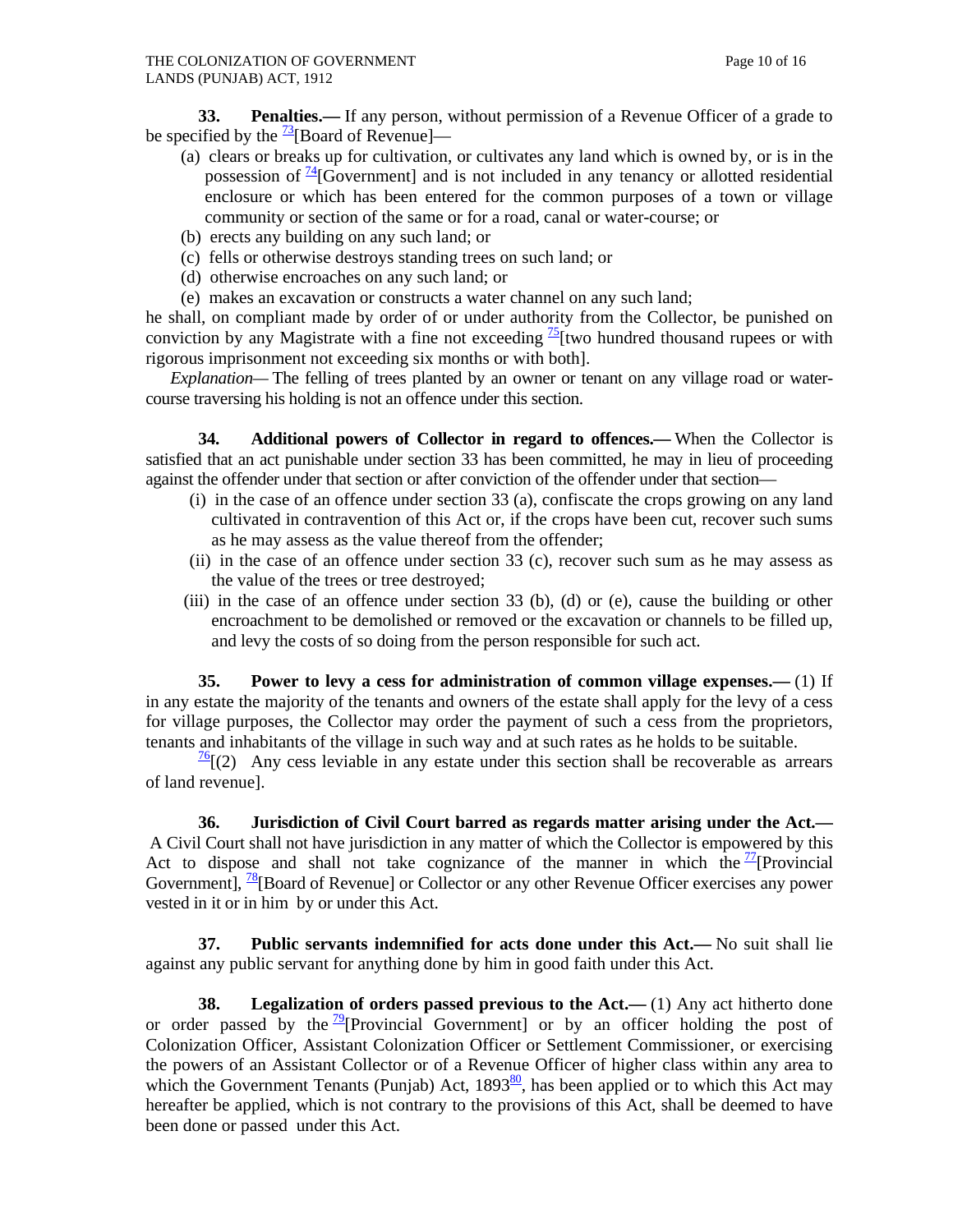**33. Penalties.—** If any person, without permission of a Revenue Officer of a grade to be specified by the [73][Board of Revenue]—

(a) clears or breaks up for cultivation, or cultivates any land which is owned by, or is in the possession of [74][Government] and is not included in any tenancy or allotted residential enclosure or which has been entered for the common purposes of a town or village community or section of the same or for a road, canal or water-course; or

(b) erects any building on any such land; or

(c) fells or otherwise destroys standing trees on such land; or

(d) otherwise encroaches on any such land; or

(e) makes an excavation or constructs a water channel on any such land;

he shall, on compliant made by order of or under authority from the Collector, be punished on conviction by any Magistrate with a fine not exceeding [75][two hundred thousand rupees or with rigorous imprisonment not exceeding six months or with both].

*Explanation*— The felling of trees planted by an owner or tenant on any village road or water-course traversing his holding is not an offence under this section.

**34. Additional powers of Collector in regard to offences.—** When the Collector is satisfied that an act punishable under section 33 has been committed, he may in lieu of proceeding against the offender under that section or after conviction of the offender under that section—

(i) in the case of an offence under section 33 (a), confiscate the crops growing on any land cultivated in contravention of this Act or, if the crops have been cut, recover such sums as he may assess as the value thereof from the offender;

(ii) in the case of an offence under section 33 (c), recover such sum as he may assess as the value of the trees or tree destroyed;

(iii) in the case of an offence under section 33 (b), (d) or (e), cause the building or other encroachment to be demolished or removed or the excavation or channels to be filled up, and levy the costs of so doing from the person responsible for such act.

**35. Power to levy a cess for administration of common village expenses.—** (1) If in any estate the majority of the tenants and owners of the estate shall apply for the levy of a cess for village purposes, the Collector may order the payment of such a cess from the proprietors, tenants and inhabitants of the village in such way and at such rates as he holds to be suitable.

[76][(2) Any cess leviable in any estate under this section shall be recoverable as arrears of land revenue].

**36. Jurisdiction of Civil Court barred as regards matter arising under the Act.—** A Civil Court shall not have jurisdiction in any matter of which the Collector is empowered by this Act to dispose and shall not take cognizance of the manner in which the [77][Provincial Government], [78][Board of Revenue] or Collector or any other Revenue Officer exercises any power vested in it or in him by or under this Act.

**37. Public servants indemnified for acts done under this Act.—** No suit shall lie against any public servant for anything done by him in good faith under this Act.

**38. Legalization of orders passed previous to the Act.—** (1) Any act hitherto done or order passed by the [79][Provincial Government] or by an officer holding the post of Colonization Officer, Assistant Colonization Officer or Settlement Commissioner, or exercising the powers of an Assistant Collector or of a Revenue Officer of higher class within any area to which the Government Tenants (Punjab) Act, 1893[80], has been applied or to which this Act may hereafter be applied, which is not contrary to the provisions of this Act, shall be deemed to have been done or passed under this Act.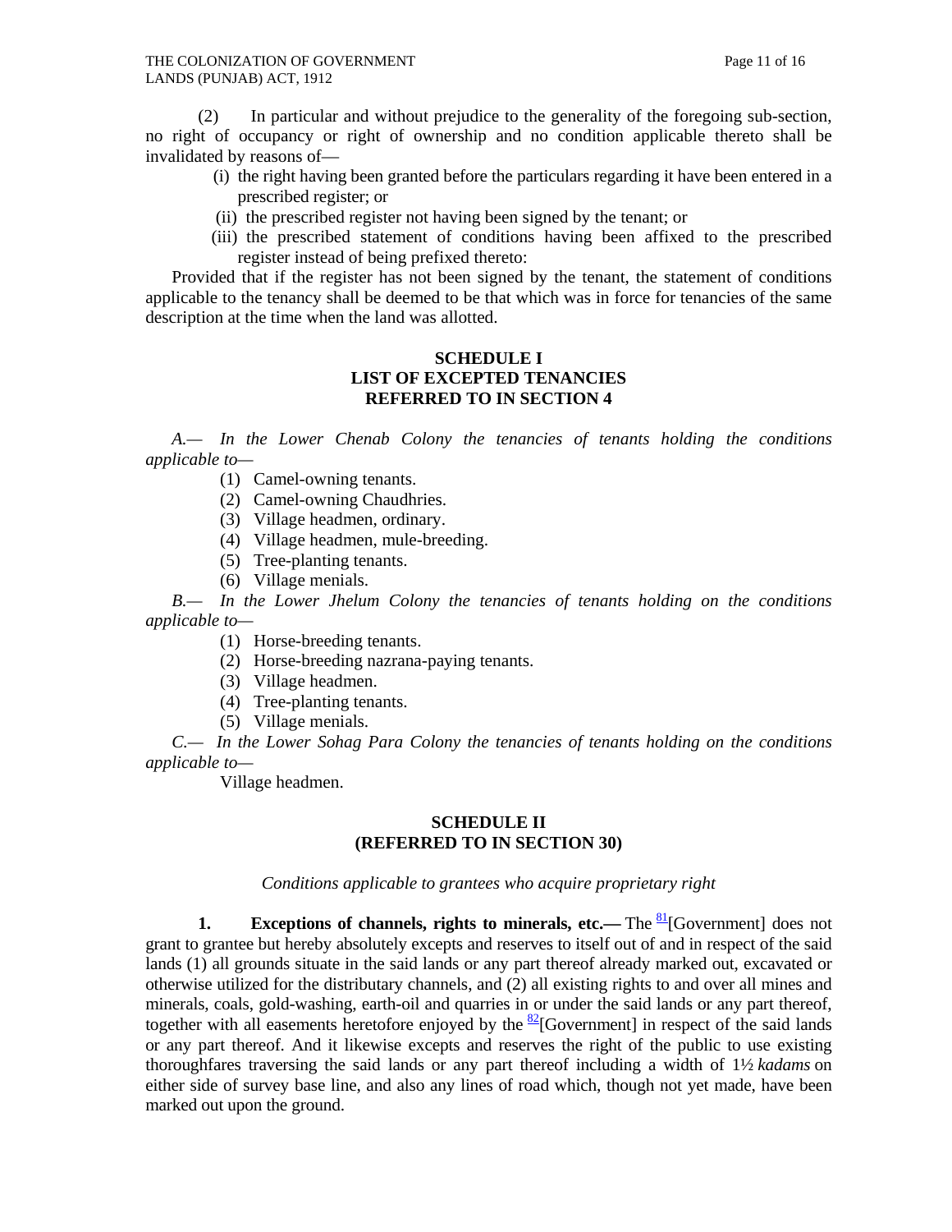(2) In particular and without prejudice to the generality of the foregoing sub-section, no right of occupancy or right of ownership and no condition applicable thereto shall be invalidated by reasons of—

(i) the right having been granted before the particulars regarding it have been entered in a prescribed register; or

(ii) the prescribed register not having been signed by the tenant; or

(iii) the prescribed statement of conditions having been affixed to the prescribed register instead of being prefixed thereto:

Provided that if the register has not been signed by the tenant, the statement of conditions applicable to the tenancy shall be deemed to be that which was in force for tenancies of the same description at the time when the land was allotted.

## SCHEDULE I
## LIST OF EXCEPTED TENANCIES
## REFERRED TO IN SECTION 4

*A.— In the Lower Chenab Colony the tenancies of tenants holding the conditions applicable to—*

(1) Camel-owning tenants.
(2) Camel-owning Chaudhries.
(3) Village headmen, ordinary.
(4) Village headmen, mule-breeding.
(5) Tree-planting tenants.
(6) Village menials.

*B.— In the Lower Jhelum Colony the tenancies of tenants holding on the conditions applicable to—*

(1) Horse-breeding tenants.
(2) Horse-breeding nazrana-paying tenants.
(3) Village headmen.
(4) Tree-planting tenants.
(5) Village menials.

*C.— In the Lower Sohag Para Colony the tenancies of tenants holding on the conditions applicable to—*

Village headmen.

## SCHEDULE II
## (REFERRED TO IN SECTION 30)

*Conditions applicable to grantees who acquire proprietary right*

**1. Exceptions of channels, rights to minerals, etc.—** The [81][Government] does not grant to grantee but hereby absolutely excepts and reserves to itself out of and in respect of the said lands (1) all grounds situate in the said lands or any part thereof already marked out, excavated or otherwise utilized for the distributary channels, and (2) all existing rights to and over all mines and minerals, coals, gold-washing, earth-oil and quarries in or under the said lands or any part thereof, together with all easements heretofore enjoyed by the [82][Government] in respect of the said lands or any part thereof. And it likewise excepts and reserves the right of the public to use existing thoroughfares traversing the said lands or any part thereof including a width of 1½ *kadams* on either side of survey base line, and also any lines of road which, though not yet made, have been marked out upon the ground.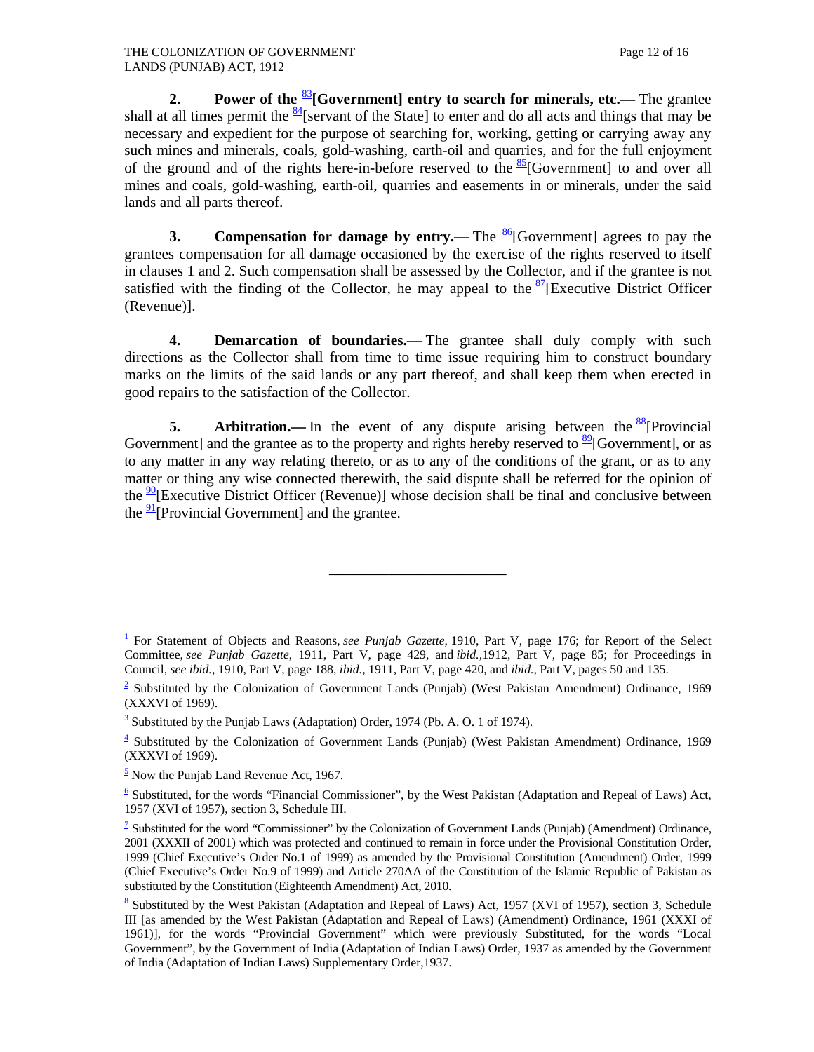**2. Power of the [83][Government] entry to search for minerals, etc.—** The grantee shall at all times permit the [84][servant of the State] to enter and do all acts and things that may be necessary and expedient for the purpose of searching for, working, getting or carrying away any such mines and minerals, coals, gold-washing, earth-oil and quarries, and for the full enjoyment of the ground and of the rights here-in-before reserved to the [85][Government] to and over all mines and coals, gold-washing, earth-oil, quarries and easements in or minerals, under the said lands and all parts thereof.

**3. Compensation for damage by entry.—** The [86][Government] agrees to pay the grantees compensation for all damage occasioned by the exercise of the rights reserved to itself in clauses 1 and 2. Such compensation shall be assessed by the Collector, and if the grantee is not satisfied with the finding of the Collector, he may appeal to the [87][Executive District Officer (Revenue)].

**4. Demarcation of boundaries.—** The grantee shall duly comply with such directions as the Collector shall from time to time issue requiring him to construct boundary marks on the limits of the said lands or any part thereof, and shall keep them when erected in good repairs to the satisfaction of the Collector.

**5. Arbitration.—** In the event of any dispute arising between the [88][Provincial Government] and the grantee as to the property and rights hereby reserved to [89][Government], or as to any matter in any way relating thereto, or as to any of the conditions of the grant, or as to any matter or thing any wise connected therewith, the said dispute shall be referred for the opinion of the [90][Executive District Officer (Revenue)] whose decision shall be final and conclusive between the [91][Provincial Government] and the grantee.

---

[1] For Statement of Objects and Reasons, *see Punjab Gazette*, 1910, Part V, page 176; for Report of the Select Committee, *see Punjab Gazette*, 1911, Part V, page 429, and *ibid.*,1912, Part V, page 85; for Proceedings in Council, *see ibid.*, 1910, Part V, page 188, *ibid.*, 1911, Part V, page 420, and *ibid.*, Part V, pages 50 and 135.

[2] Substituted by the Colonization of Government Lands (Punjab) (West Pakistan Amendment) Ordinance, 1969 (XXXVI of 1969).

[3] Substituted by the Punjab Laws (Adaptation) Order, 1974 (Pb. A. O. 1 of 1974).

[4] Substituted by the Colonization of Government Lands (Punjab) (West Pakistan Amendment) Ordinance, 1969 (XXXVI of 1969).

[5] Now the Punjab Land Revenue Act, 1967.

[6] Substituted, for the words "Financial Commissioner", by the West Pakistan (Adaptation and Repeal of Laws) Act, 1957 (XVI of 1957), section 3, Schedule III.

[7] Substituted for the word "Commissioner" by the Colonization of Government Lands (Punjab) (Amendment) Ordinance, 2001 (XXXII of 2001) which was protected and continued to remain in force under the Provisional Constitution Order, 1999 (Chief Executive's Order No.1 of 1999) as amended by the Provisional Constitution (Amendment) Order, 1999 (Chief Executive's Order No.9 of 1999) and Article 270AA of the Constitution of the Islamic Republic of Pakistan as substituted by the Constitution (Eighteenth Amendment) Act, 2010.

[8] Substituted by the West Pakistan (Adaptation and Repeal of Laws) Act, 1957 (XVI of 1957), section 3, Schedule III [as amended by the West Pakistan (Adaptation and Repeal of Laws) (Amendment) Ordinance, 1961 (XXXI of 1961)], for the words "Provincial Government" which were previously Substituted, for the words "Local Government", by the Government of India (Adaptation of Indian Laws) Order, 1937 as amended by the Government of India (Adaptation of Indian Laws) Supplementary Order,1937.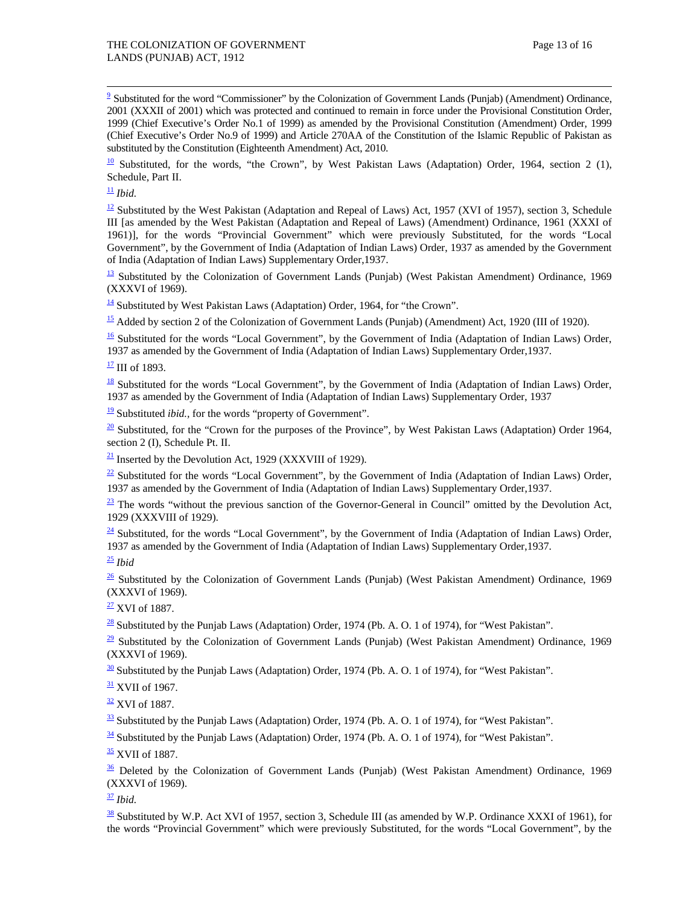[9] Substituted for the word "Commissioner" by the Colonization of Government Lands (Punjab) (Amendment) Ordinance, 2001 (XXXII of 2001) which was protected and continued to remain in force under the Provisional Constitution Order, 1999 (Chief Executive's Order No.1 of 1999) as amended by the Provisional Constitution (Amendment) Order, 1999 (Chief Executive's Order No.9 of 1999) and Article 270AA of the Constitution of the Islamic Republic of Pakistan as substituted by the Constitution (Eighteenth Amendment) Act, 2010.

[10] Substituted, for the words, "the Crown", by West Pakistan Laws (Adaptation) Order, 1964, section 2 (1), Schedule, Part II.

[11] *Ibid.*

[12] Substituted by the West Pakistan (Adaptation and Repeal of Laws) Act, 1957 (XVI of 1957), section 3, Schedule III [as amended by the West Pakistan (Adaptation and Repeal of Laws) (Amendment) Ordinance, 1961 (XXXI of 1961)], for the words "Provincial Government" which were previously Substituted, for the words "Local Government", by the Government of India (Adaptation of Indian Laws) Order, 1937 as amended by the Government of India (Adaptation of Indian Laws) Supplementary Order,1937.

[13] Substituted by the Colonization of Government Lands (Punjab) (West Pakistan Amendment) Ordinance, 1969 (XXXVI of 1969).

[14] Substituted by West Pakistan Laws (Adaptation) Order, 1964, for "the Crown".

[15] Added by section 2 of the Colonization of Government Lands (Punjab) (Amendment) Act, 1920 (III of 1920).

[16] Substituted for the words "Local Government", by the Government of India (Adaptation of Indian Laws) Order, 1937 as amended by the Government of India (Adaptation of Indian Laws) Supplementary Order,1937.

[17] III of 1893.

[18] Substituted for the words "Local Government", by the Government of India (Adaptation of Indian Laws) Order, 1937 as amended by the Government of India (Adaptation of Indian Laws) Supplementary Order, 1937

[19] Substituted *ibid.*, for the words "property of Government".

[20] Substituted, for the "Crown for the purposes of the Province", by West Pakistan Laws (Adaptation) Order 1964, section 2 (I), Schedule Pt. II.

[21] Inserted by the Devolution Act, 1929 (XXXVIII of 1929).

[22] Substituted for the words "Local Government", by the Government of India (Adaptation of Indian Laws) Order, 1937 as amended by the Government of India (Adaptation of Indian Laws) Supplementary Order,1937.

[23] The words "without the previous sanction of the Governor-General in Council" omitted by the Devolution Act, 1929 (XXXVIII of 1929).

[24] Substituted, for the words "Local Government", by the Government of India (Adaptation of Indian Laws) Order, 1937 as amended by the Government of India (Adaptation of Indian Laws) Supplementary Order,1937.

[25] *Ibid*

[26] Substituted by the Colonization of Government Lands (Punjab) (West Pakistan Amendment) Ordinance, 1969 (XXXVI of 1969).

[27] XVI of 1887.

[28] Substituted by the Punjab Laws (Adaptation) Order, 1974 (Pb. A. O. 1 of 1974), for "West Pakistan".

[29] Substituted by the Colonization of Government Lands (Punjab) (West Pakistan Amendment) Ordinance, 1969 (XXXVI of 1969).

[30] Substituted by the Punjab Laws (Adaptation) Order, 1974 (Pb. A. O. 1 of 1974), for "West Pakistan".

[31] XVII of 1967.

[32] XVI of 1887.

[33] Substituted by the Punjab Laws (Adaptation) Order, 1974 (Pb. A. O. 1 of 1974), for "West Pakistan".

[34] Substituted by the Punjab Laws (Adaptation) Order, 1974 (Pb. A. O. 1 of 1974), for "West Pakistan".

[35] XVII of 1887.

[36] Deleted by the Colonization of Government Lands (Punjab) (West Pakistan Amendment) Ordinance, 1969 (XXXVI of 1969).

[37] *Ibid.*

[38] Substituted by W.P. Act XVI of 1957, section 3, Schedule III (as amended by W.P. Ordinance XXXI of 1961), for the words "Provincial Government" which were previously Substituted, for the words "Local Government", by the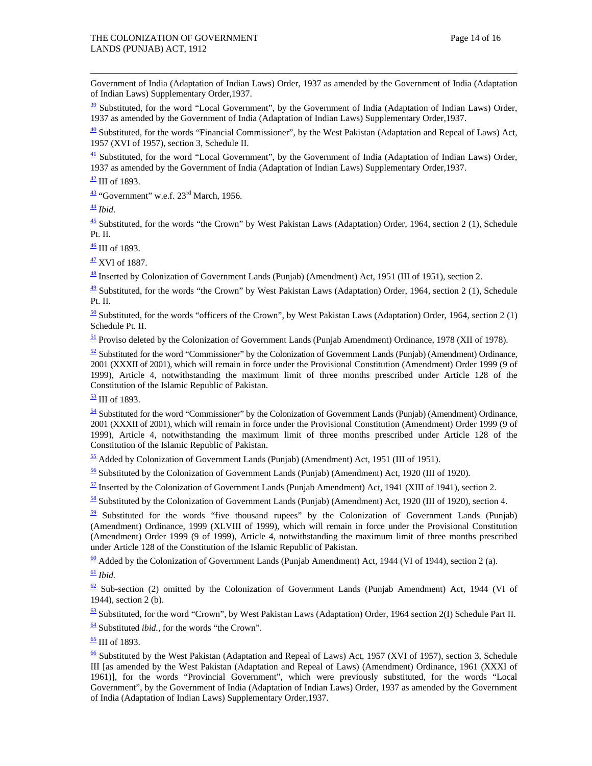Government of India (Adaptation of Indian Laws) Order, 1937 as amended by the Government of India (Adaptation of Indian Laws) Supplementary Order,1937.

[39] Substituted, for the word "Local Government", by the Government of India (Adaptation of Indian Laws) Order, 1937 as amended by the Government of India (Adaptation of Indian Laws) Supplementary Order,1937.

[40] Substituted, for the words "Financial Commissioner", by the West Pakistan (Adaptation and Repeal of Laws) Act, 1957 (XVI of 1957), section 3, Schedule II.

[41] Substituted, for the word "Local Government", by the Government of India (Adaptation of Indian Laws) Order, 1937 as amended by the Government of India (Adaptation of Indian Laws) Supplementary Order,1937.

[42] III of 1893.

[43] "Government" w.e.f. 23rd March, 1956.

[44] *Ibid*.

[45] Substituted, for the words "the Crown" by West Pakistan Laws (Adaptation) Order, 1964, section 2 (1), Schedule Pt. II.

[46] III of 1893.

[47] XVI of 1887.

[48] Inserted by Colonization of Government Lands (Punjab) (Amendment) Act, 1951 (III of 1951), section 2.

[49] Substituted, for the words "the Crown" by West Pakistan Laws (Adaptation) Order, 1964, section 2 (1), Schedule Pt. II.

[50] Substituted, for the words "officers of the Crown", by West Pakistan Laws (Adaptation) Order, 1964, section 2 (1) Schedule Pt. II.

[51] Proviso deleted by the Colonization of Government Lands (Punjab Amendment) Ordinance, 1978 (XII of 1978).

[52] Substituted for the word "Commissioner" by the Colonization of Government Lands (Punjab) (Amendment) Ordinance, 2001 (XXXII of 2001), which will remain in force under the Provisional Constitution (Amendment) Order 1999 (9 of 1999), Article 4, notwithstanding the maximum limit of three months prescribed under Article 128 of the Constitution of the Islamic Republic of Pakistan.

[53] III of 1893.

[54] Substituted for the word "Commissioner" by the Colonization of Government Lands (Punjab) (Amendment) Ordinance, 2001 (XXXII of 2001), which will remain in force under the Provisional Constitution (Amendment) Order 1999 (9 of 1999), Article 4, notwithstanding the maximum limit of three months prescribed under Article 128 of the Constitution of the Islamic Republic of Pakistan.

[55] Added by Colonization of Government Lands (Punjab) (Amendment) Act, 1951 (III of 1951).

[56] Substituted by the Colonization of Government Lands (Punjab) (Amendment) Act, 1920 (III of 1920).

[57] Inserted by the Colonization of Government Lands (Punjab Amendment) Act, 1941 (XIII of 1941), section 2.

[58] Substituted by the Colonization of Government Lands (Punjab) (Amendment) Act, 1920 (III of 1920), section 4.

[59] Substituted for the words "five thousand rupees" by the Colonization of Government Lands (Punjab) (Amendment) Ordinance, 1999 (XLVIII of 1999), which will remain in force under the Provisional Constitution (Amendment) Order 1999 (9 of 1999), Article 4, notwithstanding the maximum limit of three months prescribed under Article 128 of the Constitution of the Islamic Republic of Pakistan.

[60] Added by the Colonization of Government Lands (Punjab Amendment) Act, 1944 (VI of 1944), section 2 (a).

[61] *Ibid.*

[62] Sub-section (2) omitted by the Colonization of Government Lands (Punjab Amendment) Act, 1944 (VI of 1944), section 2 (b).

[63] Substituted, for the word "Crown", by West Pakistan Laws (Adaptation) Order, 1964 section 2(I) Schedule Part II.

[64] Substituted *ibid.,* for the words "the Crown".

[65] III of 1893.

[66] Substituted by the West Pakistan (Adaptation and Repeal of Laws) Act, 1957 (XVI of 1957), section 3, Schedule III [as amended by the West Pakistan (Adaptation and Repeal of Laws) (Amendment) Ordinance, 1961 (XXXI of 1961)], for the words "Provincial Government", which were previously substituted, for the words "Local Government", by the Government of India (Adaptation of Indian Laws) Order, 1937 as amended by the Government of India (Adaptation of Indian Laws) Supplementary Order,1937.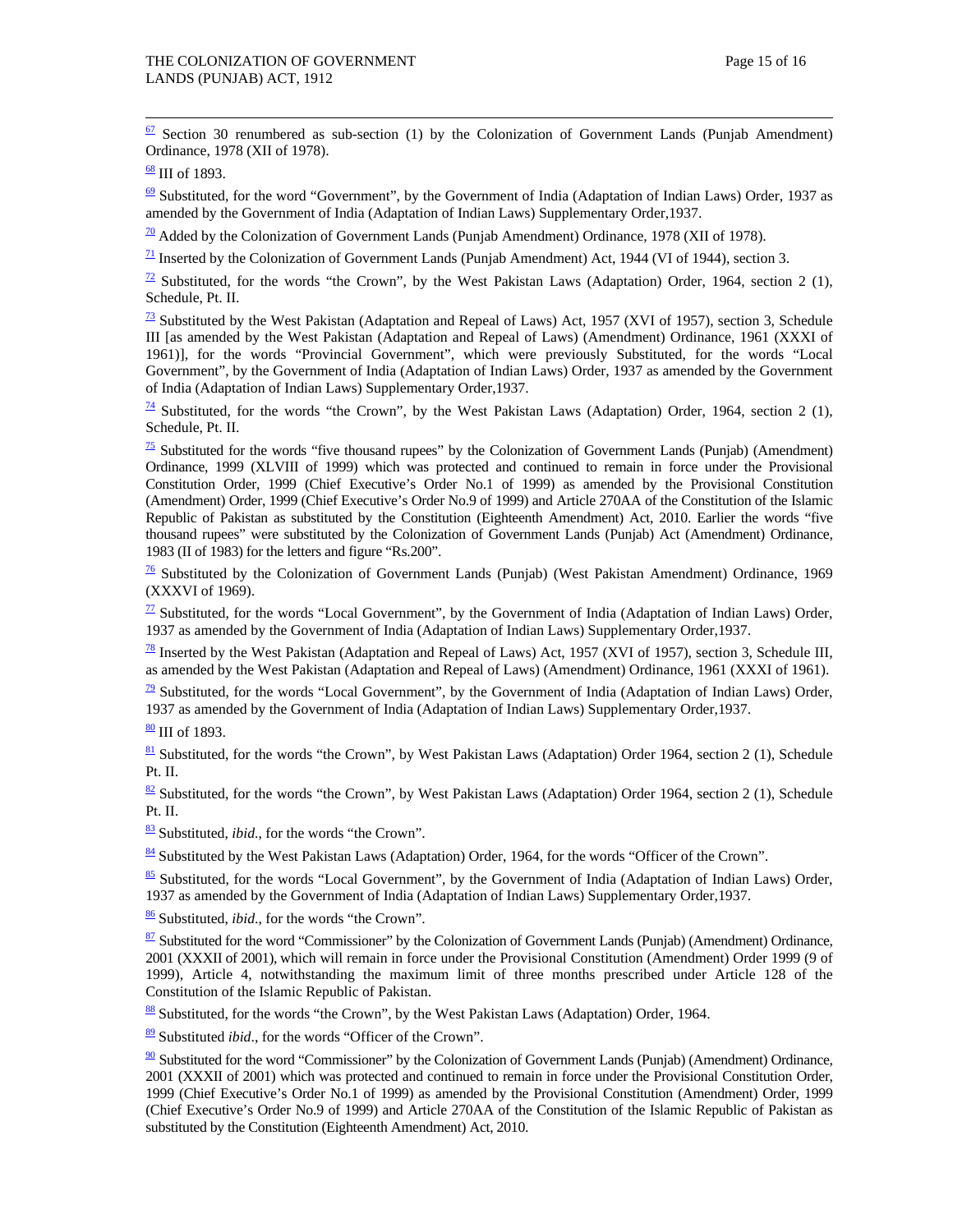[67] Section 30 renumbered as sub-section (1) by the Colonization of Government Lands (Punjab Amendment) Ordinance, 1978 (XII of 1978).

[68] III of 1893.

[69] Substituted, for the word "Government", by the Government of India (Adaptation of Indian Laws) Order, 1937 as amended by the Government of India (Adaptation of Indian Laws) Supplementary Order,1937.

[70] Added by the Colonization of Government Lands (Punjab Amendment) Ordinance, 1978 (XII of 1978).

[71] Inserted by the Colonization of Government Lands (Punjab Amendment) Act, 1944 (VI of 1944), section 3.

[72] Substituted, for the words "the Crown", by the West Pakistan Laws (Adaptation) Order, 1964, section 2 (1), Schedule, Pt. II.

[73] Substituted by the West Pakistan (Adaptation and Repeal of Laws) Act, 1957 (XVI of 1957), section 3, Schedule III [as amended by the West Pakistan (Adaptation and Repeal of Laws) (Amendment) Ordinance, 1961 (XXXI of 1961)], for the words "Provincial Government", which were previously Substituted, for the words "Local Government", by the Government of India (Adaptation of Indian Laws) Order, 1937 as amended by the Government of India (Adaptation of Indian Laws) Supplementary Order,1937.

[74] Substituted, for the words "the Crown", by the West Pakistan Laws (Adaptation) Order, 1964, section 2 (1), Schedule, Pt. II.

[75] Substituted for the words "five thousand rupees" by the Colonization of Government Lands (Punjab) (Amendment) Ordinance, 1999 (XLVIII of 1999) which was protected and continued to remain in force under the Provisional Constitution Order, 1999 (Chief Executive's Order No.1 of 1999) as amended by the Provisional Constitution (Amendment) Order, 1999 (Chief Executive's Order No.9 of 1999) and Article 270AA of the Constitution of the Islamic Republic of Pakistan as substituted by the Constitution (Eighteenth Amendment) Act, 2010. Earlier the words "five thousand rupees" were substituted by the Colonization of Government Lands (Punjab) Act (Amendment) Ordinance, 1983 (II of 1983) for the letters and figure "Rs.200".

[76] Substituted by the Colonization of Government Lands (Punjab) (West Pakistan Amendment) Ordinance, 1969 (XXXVI of 1969).

[77] Substituted, for the words "Local Government", by the Government of India (Adaptation of Indian Laws) Order, 1937 as amended by the Government of India (Adaptation of Indian Laws) Supplementary Order,1937.

[78] Inserted by the West Pakistan (Adaptation and Repeal of Laws) Act, 1957 (XVI of 1957), section 3, Schedule III, as amended by the West Pakistan (Adaptation and Repeal of Laws) (Amendment) Ordinance, 1961 (XXXI of 1961).

[79] Substituted, for the words "Local Government", by the Government of India (Adaptation of Indian Laws) Order, 1937 as amended by the Government of India (Adaptation of Indian Laws) Supplementary Order,1937.

[80] III of 1893.

[81] Substituted, for the words "the Crown", by West Pakistan Laws (Adaptation) Order 1964, section 2 (1), Schedule Pt. II.

[82] Substituted, for the words "the Crown", by West Pakistan Laws (Adaptation) Order 1964, section 2 (1), Schedule Pt. II.

[83] Substituted, *ibid*., for the words "the Crown".

[84] Substituted by the West Pakistan Laws (Adaptation) Order, 1964, for the words "Officer of the Crown".

[85] Substituted, for the words "Local Government", by the Government of India (Adaptation of Indian Laws) Order, 1937 as amended by the Government of India (Adaptation of Indian Laws) Supplementary Order,1937.

[86] Substituted, *ibid*., for the words "the Crown".

[87] Substituted for the word "Commissioner" by the Colonization of Government Lands (Punjab) (Amendment) Ordinance, 2001 (XXXII of 2001), which will remain in force under the Provisional Constitution (Amendment) Order 1999 (9 of 1999), Article 4, notwithstanding the maximum limit of three months prescribed under Article 128 of the Constitution of the Islamic Republic of Pakistan.

[88] Substituted, for the words "the Crown", by the West Pakistan Laws (Adaptation) Order, 1964.

[89] Substituted *ibid*., for the words "Officer of the Crown".

[90] Substituted for the word "Commissioner" by the Colonization of Government Lands (Punjab) (Amendment) Ordinance, 2001 (XXXII of 2001) which was protected and continued to remain in force under the Provisional Constitution Order, 1999 (Chief Executive's Order No.1 of 1999) as amended by the Provisional Constitution (Amendment) Order, 1999 (Chief Executive's Order No.9 of 1999) and Article 270AA of the Constitution of the Islamic Republic of Pakistan as substituted by the Constitution (Eighteenth Amendment) Act, 2010.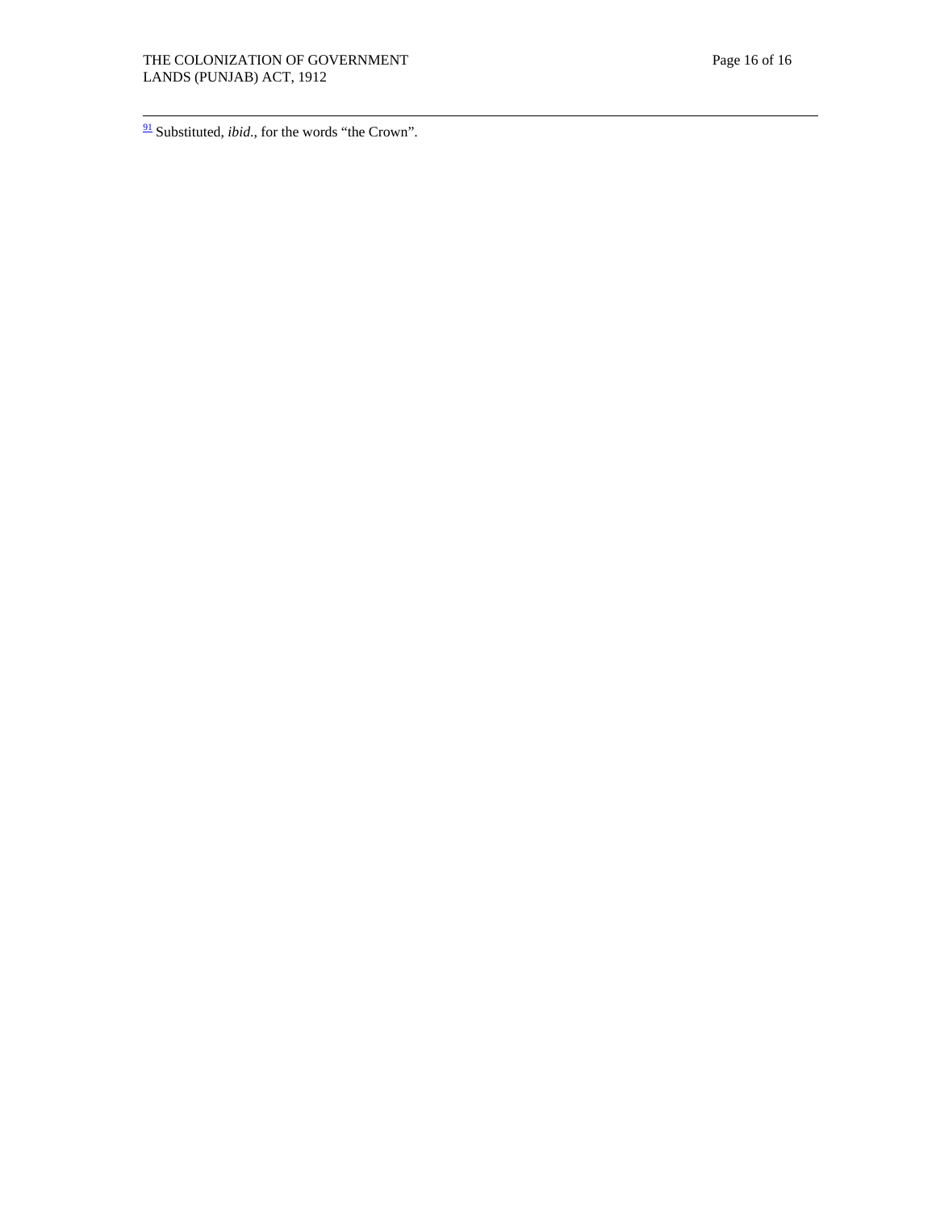[91] Substituted, *ibid*., for the words “the Crown”.